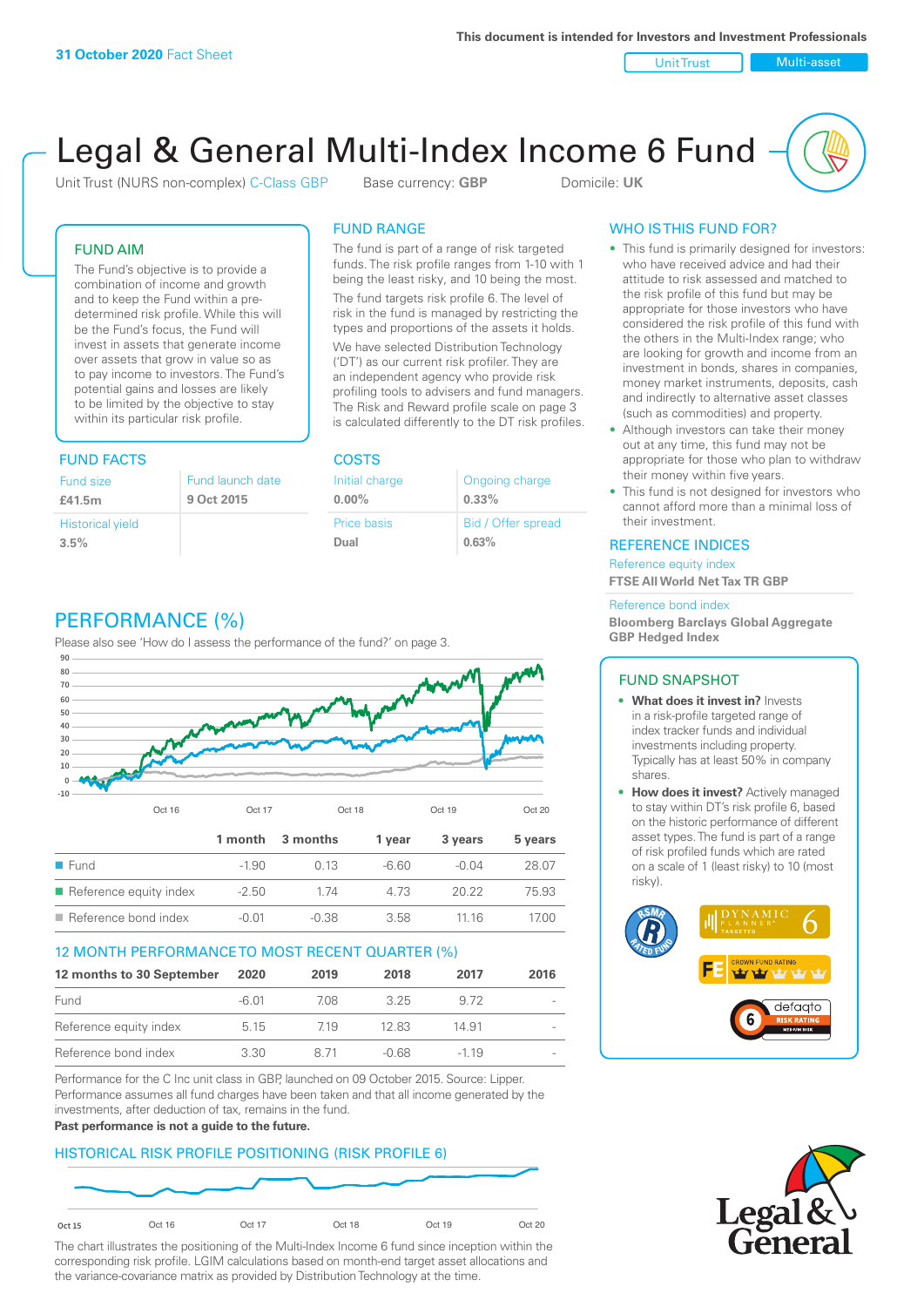**31 October 2020** Fact Sheet

This document is intended for Investors and Investment Professionals

Unit Trust | Multi-asset

# Legal & General Multi-Index Income 6 Fund

Unit Trust (NURS non-complex) C-Class GBP    Base currency: **GBP**    Domicile: **UK**

## FUND AIM

The Fund's objective is to provide a combination of income and growth and to keep the Fund within a pre-determined risk profile. While this will be the Fund's focus, the Fund will invest in assets that generate income over assets that grow in value so as to pay income to investors. The Fund's potential gains and losses are likely to be limited by the objective to stay within its particular risk profile.

## FUND RANGE

The fund is part of a range of risk targeted funds. The risk profile ranges from 1-10 with 1 being the least risky, and 10 being the most.

The fund targets risk profile 6. The level of risk in the fund is managed by restricting the types and proportions of the assets it holds.

We have selected Distribution Technology ('DT') as our current risk profiler. They are an independent agency who provide risk profiling tools to advisers and fund managers. The Risk and Reward profile scale on page 3 is calculated differently to the DT risk profiles.

## WHO IS THIS FUND FOR?

- This fund is primarily designed for investors: who have received advice and had their attitude to risk assessed and matched to the risk profile of this fund but may be appropriate for those investors who have considered the risk profile of this fund with the others in the Multi-Index range; who are looking for growth and income from an investment in bonds, shares in companies, money market instruments, deposits, cash and indirectly to alternative asset classes (such as commodities) and property.
- Although investors can take their money out at any time, this fund may not be appropriate for those who plan to withdraw their money within five years.
- This fund is not designed for investors who cannot afford more than a minimal loss of their investment.

## FUND FACTS

| Fund size | Fund launch date |
|---|---|
| **£41.5m** | **9 Oct 2015** |
| Historical yield | |
| **3.5%** | |

## COSTS

| Initial charge | Ongoing charge |
|---|---|
| **0.00%** | **0.33%** |
| Price basis | Bid / Offer spread |
| **Dual** | **0.63%** |

## REFERENCE INDICES

Reference equity index
**FTSE All World Net Tax TR GBP**

Reference bond index
**Bloomberg Barclays Global Aggregate GBP Hedged Index**

## PERFORMANCE (%)

Please also see 'How do I assess the performance of the fund?' on page 3.

| | 1 month | 3 months | 1 year | 3 years | 5 years |
|---|---|---|---|---|---|
| Fund | -1.90 | 0.13 | -6.60 | -0.04 | 28.07 |
| Reference equity index | -2.50 | 1.74 | 4.73 | 20.22 | 75.93 |
| Reference bond index | -0.01 | -0.38 | 3.58 | 11.16 | 17.00 |

## 12 MONTH PERFORMANCE TO MOST RECENT QUARTER (%)

| 12 months to 30 September | 2020 | 2019 | 2018 | 2017 | 2016 |
|---|---|---|---|---|---|
| Fund | -6.01 | 7.08 | 3.25 | 9.72 | - |
| Reference equity index | 5.15 | 7.19 | 12.83 | 14.91 | - |
| Reference bond index | 3.30 | 8.71 | -0.68 | -1.19 | - |

Performance for the C Inc unit class in GBP, launched on 09 October 2015. Source: Lipper. Performance assumes all fund charges have been taken and that all income generated by the investments, after deduction of tax, remains in the fund.

**Past performance is not a guide to the future.**

## HISTORICAL RISK PROFILE POSITIONING (RISK PROFILE 6)

The chart illustrates the positioning of the Multi-Index Income 6 fund since inception within the corresponding risk profile. LGIM calculations based on month-end target asset allocations and the variance-covariance matrix as provided by Distribution Technology at the time.

## FUND SNAPSHOT

- **What does it invest in?** Invests in a risk-profile targeted range of index tracker funds and individual investments including property. Typically has at least 50% in company shares.
- **How does it invest?** Actively managed to stay within DT's risk profile 6, based on the historic performance of different asset types. The fund is part of a range of risk profiled funds which are rated on a scale of 1 (least risky) to 10 (most risky).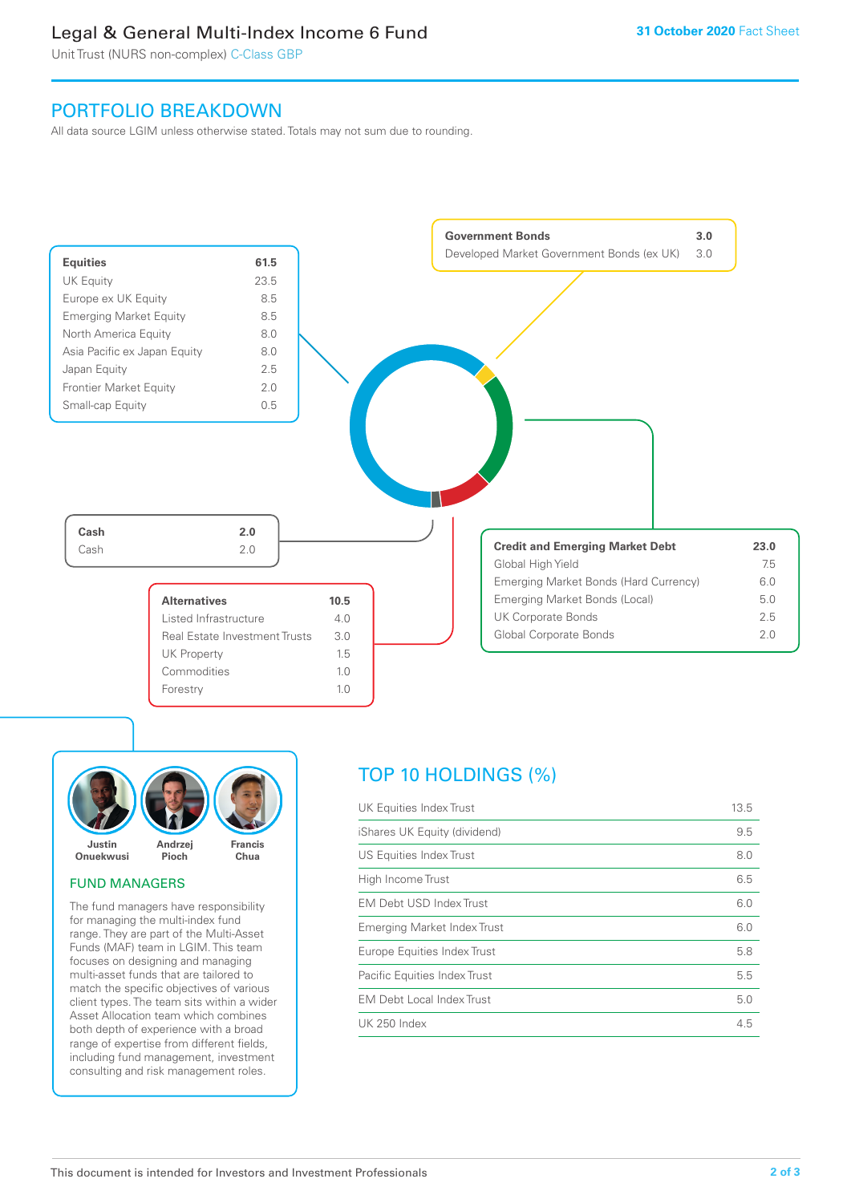# Legal & General Multi-Index Income 6 Fund

Unit Trust (NURS non-complex) C-Class GBP

**31 October 2020** Fact Sheet

## PORTFOLIO BREAKDOWN

All data source LGIM unless otherwise stated. Totals may not sum due to rounding.

| Equities | 61.5 |
|---|---|
| UK Equity | 23.5 |
| Europe ex UK Equity | 8.5 |
| Emerging Market Equity | 8.5 |
| North America Equity | 8.0 |
| Asia Pacific ex Japan Equity | 8.0 |
| Japan Equity | 2.5 |
| Frontier Market Equity | 2.0 |
| Small-cap Equity | 0.5 |

| Government Bonds | 3.0 |
|---|---|
| Developed Market Government Bonds (ex UK) | 3.0 |

| Cash | 2.0 |
|---|---|
| Cash | 2.0 |

| Credit and Emerging Market Debt | 23.0 |
|---|---|
| Global High Yield | 7.5 |
| Emerging Market Bonds (Hard Currency) | 6.0 |
| Emerging Market Bonds (Local) | 5.0 |
| UK Corporate Bonds | 2.5 |
| Global Corporate Bonds | 2.0 |

| Alternatives | 10.5 |
|---|---|
| Listed Infrastructure | 4.0 |
| Real Estate Investment Trusts | 3.0 |
| UK Property | 1.5 |
| Commodities | 1.0 |
| Forestry | 1.0 |

Justin Onuekwusi, Andrzej Pioch, Francis Chua

## FUND MANAGERS

The fund managers have responsibility for managing the multi-index fund range. They are part of the Multi-Asset Funds (MAF) team in LGIM. This team focuses on designing and managing multi-asset funds that are tailored to match the specific objectives of various client types. The team sits within a wider Asset Allocation team which combines both depth of experience with a broad range of expertise from different fields, including fund management, investment consulting and risk management roles.

## TOP 10 HOLDINGS (%)

| Holding | % |
|---|---|
| UK Equities Index Trust | 13.5 |
| iShares UK Equity (dividend) | 9.5 |
| US Equities Index Trust | 8.0 |
| High Income Trust | 6.5 |
| EM Debt USD Index Trust | 6.0 |
| Emerging Market Index Trust | 6.0 |
| Europe Equities Index Trust | 5.8 |
| Pacific Equities Index Trust | 5.5 |
| EM Debt Local Index Trust | 5.0 |
| UK 250 Index | 4.5 |

This document is intended for Investors and Investment Professionals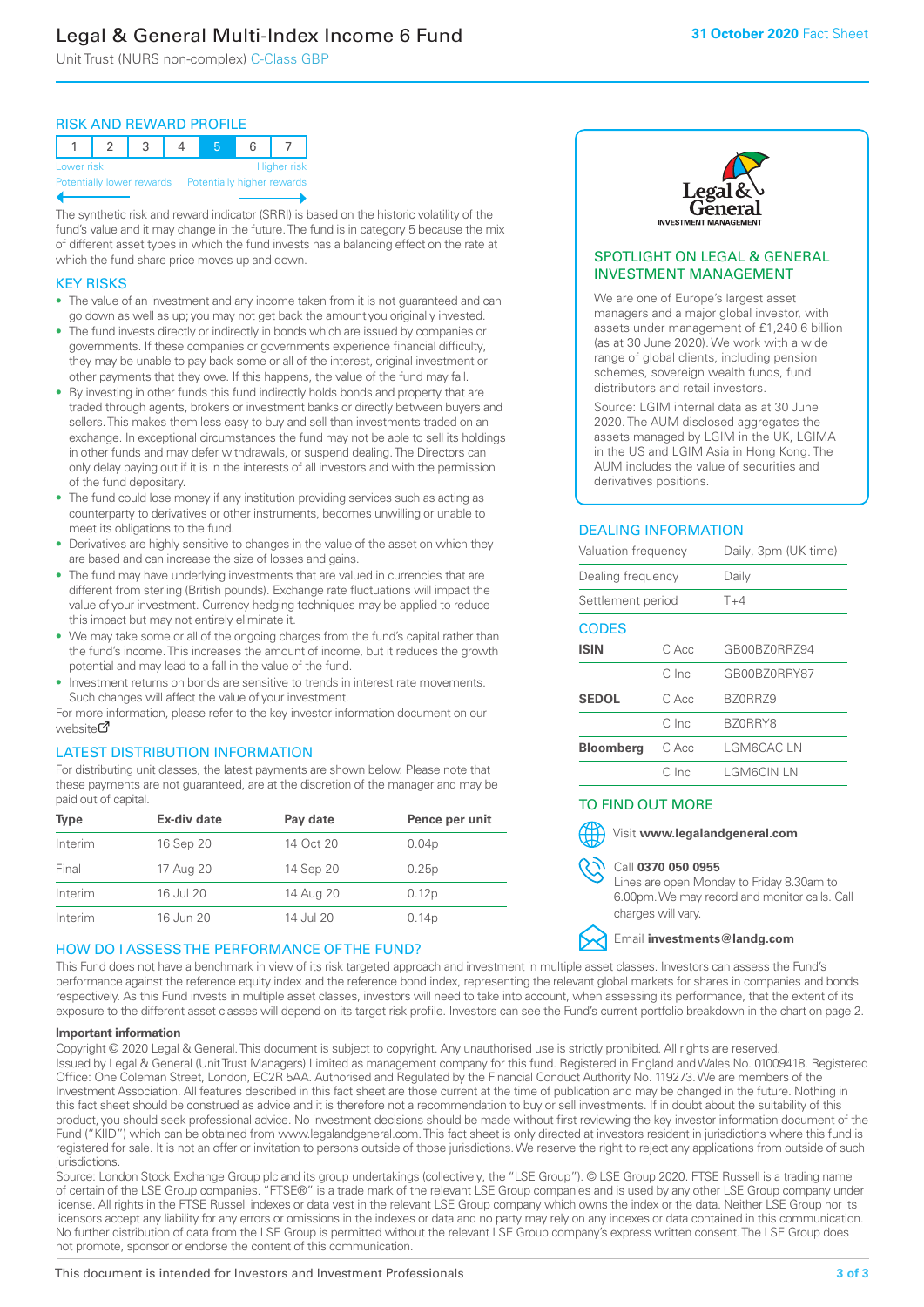# Legal & General Multi-Index Income 6 Fund

Unit Trust (NURS non-complex) C-Class GBP

**31 October 2020** Fact Sheet

## RISK AND REWARD PROFILE

| 1 | 2 | 3 | 4 | 5 | 6 | 7 |
|---|---|---|---|---|---|---|

Lower risk — Higher risk

Potentially lower rewards — Potentially higher rewards

The synthetic risk and reward indicator (SRRI) is based on the historic volatility of the fund's value and it may change in the future. The fund is in category 5 because the mix of different asset types in which the fund invests has a balancing effect on the rate at which the fund share price moves up and down.

## KEY RISKS

- The value of an investment and any income taken from it is not guaranteed and can go down as well as up; you may not get back the amount you originally invested.
- The fund invests directly or indirectly in bonds which are issued by companies or governments. If these companies or governments experience financial difficulty, they may be unable to pay back some or all of the interest, original investment or other payments that they owe. If this happens, the value of the fund may fall.
- By investing in other funds this fund indirectly holds bonds and property that are traded through agents, brokers or investment banks or directly between buyers and sellers. This makes them less easy to buy and sell than investments traded on an exchange. In exceptional circumstances the fund may not be able to sell its holdings in other funds and may defer withdrawals, or suspend dealing. The Directors can only delay paying out if it is in the interests of all investors and with the permission of the fund depositary.
- The fund could lose money if any institution providing services such as acting as counterparty to derivatives or other instruments, becomes unwilling or unable to meet its obligations to the fund.
- Derivatives are highly sensitive to changes in the value of the asset on which they are based and can increase the size of losses and gains.
- The fund may have underlying investments that are valued in currencies that are different from sterling (British pounds). Exchange rate fluctuations will impact the value of your investment. Currency hedging techniques may be applied to reduce this impact but may not entirely eliminate it.
- We may take some or all of the ongoing charges from the fund's capital rather than the fund's income. This increases the amount of income, but it reduces the growth potential and may lead to a fall in the value of the fund.
- Investment returns on bonds are sensitive to trends in interest rate movements. Such changes will affect the value of your investment.

For more information, please refer to the key investor information document on our website

## LATEST DISTRIBUTION INFORMATION

For distributing unit classes, the latest payments are shown below. Please note that these payments are not guaranteed, are at the discretion of the manager and may be paid out of capital.

| Type | Ex-div date | Pay date | Pence per unit |
|---|---|---|---|
| Interim | 16 Sep 20 | 14 Oct 20 | 0.04p |
| Final | 17 Aug 20 | 14 Sep 20 | 0.25p |
| Interim | 16 Jul 20 | 14 Aug 20 | 0.12p |
| Interim | 16 Jun 20 | 14 Jul 20 | 0.14p |

## SPOTLIGHT ON LEGAL & GENERAL INVESTMENT MANAGEMENT

We are one of Europe's largest asset managers and a major global investor, with assets under management of £1,240.6 billion (as at 30 June 2020). We work with a wide range of global clients, including pension schemes, sovereign wealth funds, fund distributors and retail investors.

Source: LGIM internal data as at 30 June 2020. The AUM disclosed aggregates the assets managed by LGIM in the UK, LGIMA in the US and LGIM Asia in Hong Kong. The AUM includes the value of securities and derivatives positions.

## DEALING INFORMATION

| | |
|---|---|
| Valuation frequency | Daily, 3pm (UK time) |
| Dealing frequency | Daily |
| Settlement period | T+4 |

## CODES

| | | |
|---|---|---|
| **ISIN** | C Acc | GB00BZ0RRZ94 |
| | C Inc | GB00BZ0RRY87 |
| **SEDOL** | C Acc | BZ0RRZ9 |
| | C Inc | BZ0RRY8 |
| **Bloomberg** | C Acc | LGM6CAC LN |
| | C Inc | LGM6CIN LN |

## TO FIND OUT MORE

Visit **www.legalandgeneral.com**

Call **0370 050 0955**
Lines are open Monday to Friday 8.30am to 6.00pm. We may record and monitor calls. Call charges will vary.

Email **investments@landg.com**

## HOW DO I ASSESS THE PERFORMANCE OF THE FUND?

This Fund does not have a benchmark in view of its risk targeted approach and investment in multiple asset classes. Investors can assess the Fund's performance against the reference equity index and the reference bond index, representing the relevant global markets for shares in companies and bonds respectively. As this Fund invests in multiple asset classes, investors will need to take into account, when assessing its performance, that the extent of its exposure to the different asset classes will depend on its target risk profile. Investors can see the Fund's current portfolio breakdown in the chart on page 2.

### Important information

Copyright © 2020 Legal & General. This document is subject to copyright. Any unauthorised use is strictly prohibited. All rights are reserved. Issued by Legal & General (Unit Trust Managers) Limited as management company for this fund. Registered in England and Wales No. 01009418. Registered Office: One Coleman Street, London, EC2R 5AA. Authorised and Regulated by the Financial Conduct Authority No. 119273. We are members of the Investment Association. All features described in this fact sheet are those current at the time of publication and may be changed in the future. Nothing in this fact sheet should be construed as advice and it is therefore not a recommendation to buy or sell investments. If in doubt about the suitability of this product, you should seek professional advice. No investment decisions should be made without first reviewing the key investor information document of the Fund ("KIID") which can be obtained from www.legalandgeneral.com. This fact sheet is only directed at investors resident in jurisdictions where this fund is registered for sale. It is not an offer or invitation to persons outside of those jurisdictions. We reserve the right to reject any applications from outside of such jurisdictions.

Source: London Stock Exchange Group plc and its group undertakings (collectively, the "LSE Group"). © LSE Group 2020. FTSE Russell is a trading name of certain of the LSE Group companies. "FTSE®" is a trade mark of the relevant LSE Group companies and is used by any other LSE Group company under license. All rights in the FTSE Russell indexes or data vest in the relevant LSE Group company which owns the index or the data. Neither LSE Group nor its licensors accept any liability for any errors or omissions in the indexes or data and no party may rely on any indexes or data contained in this communication. No further distribution of data from the LSE Group is permitted without the relevant LSE Group company's express written consent. The LSE Group does not promote, sponsor or endorse the content of this communication.

This document is intended for Investors and Investment Professionals